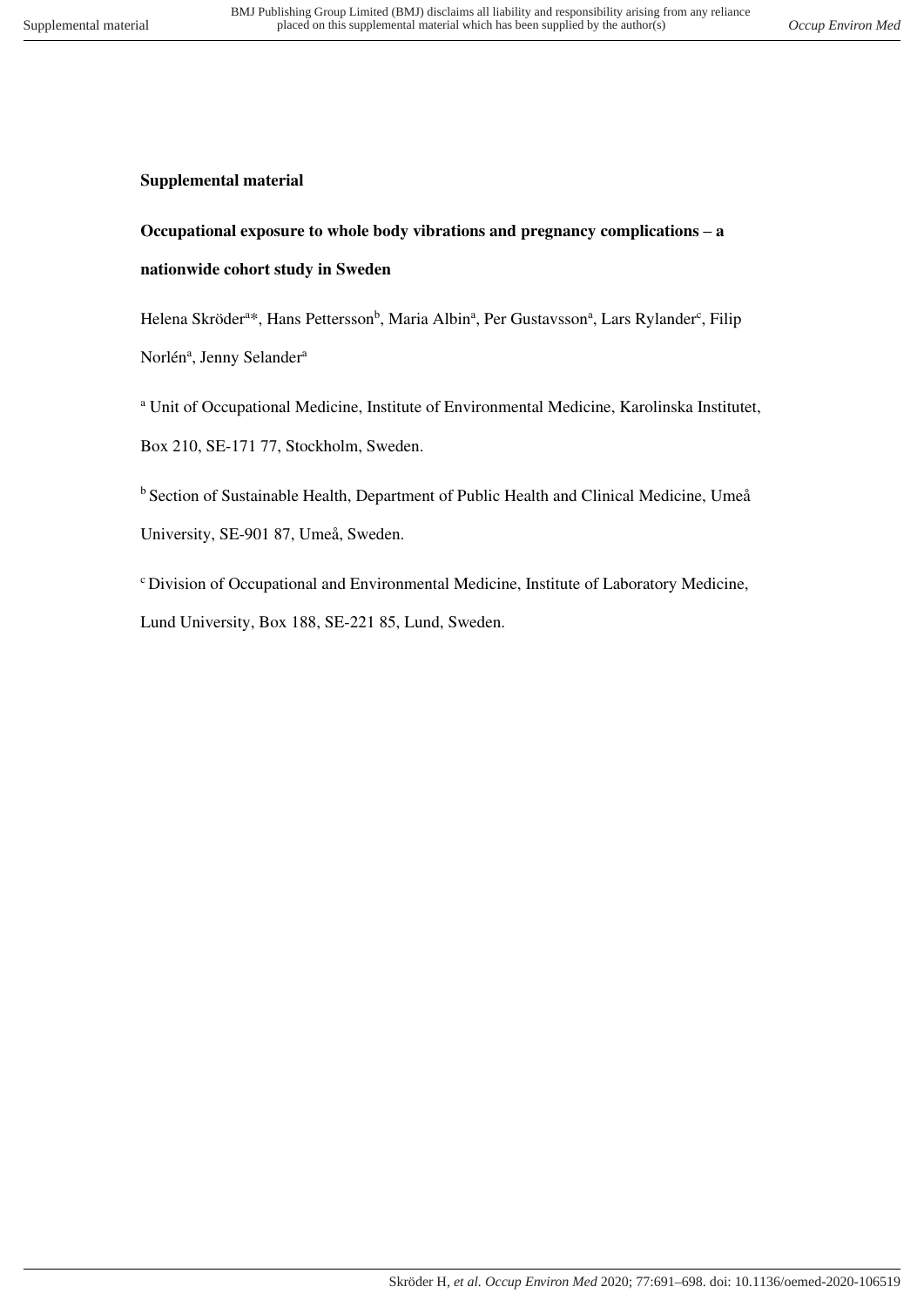**Supplemental material**

**Occupational exposure to whole body vibrations and pregnancy complications – a nationwide cohort study in Sweden**

Helena Skröder[a*], Hans Pettersson[b], Maria Albin[a], Per Gustavsson[a], Lars Rylander[c], Filip Norlén[a], Jenny Selander[a]

[a] Unit of Occupational Medicine, Institute of Environmental Medicine, Karolinska Institutet, Box 210, SE-171 77, Stockholm, Sweden.

[b] Section of Sustainable Health, Department of Public Health and Clinical Medicine, Umeå University, SE-901 87, Umeå, Sweden.

[c] Division of Occupational and Environmental Medicine, Institute of Laboratory Medicine, Lund University, Box 188, SE-221 85, Lund, Sweden.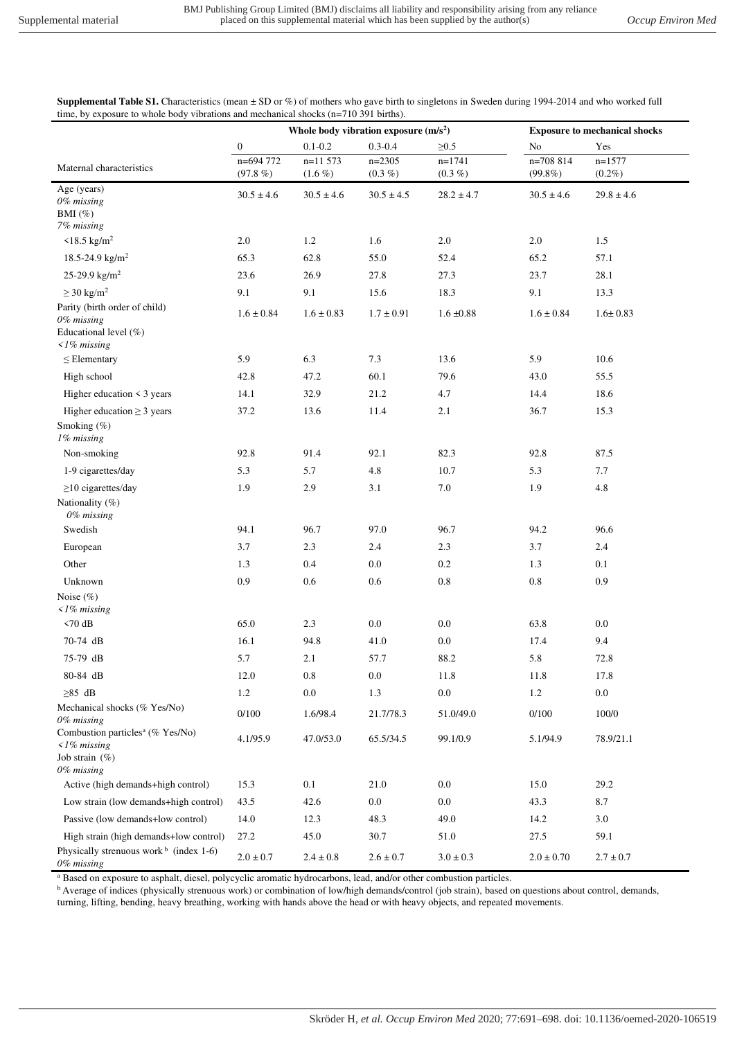**Supplemental Table S1.** Characteristics (mean ± SD or %) of mothers who gave birth to singletons in Sweden during 1994-2014 and who worked full time, by exposure to whole body vibrations and mechanical shocks (n=710 391 births).

| | Whole body vibration exposure (m/s$^2$) | | | | Exposure to mechanical shocks | |
|---|---|---|---|---|---|---|
| | 0 | 0.1-0.2 | 0.3-0.4 | ≥0.5 | No | Yes |
| Maternal characteristics | n=694 772 (97.8 %) | n=11 573 (1.6 %) | n=2305 (0.3 %) | n=1741 (0.3 %) | n=708 814 (99.8%) | n=1577 (0.2%) |
| Age (years) *0% missing* | 30.5 ± 4.6 | 30.5 ± 4.6 | 30.5 ± 4.5 | 28.2 ± 4.7 | 30.5 ± 4.6 | 29.8 ± 4.6 |
| BMI (%) *7% missing* | | | | | | |
| <18.5 kg/m$^2$ | 2.0 | 1.2 | 1.6 | 2.0 | 2.0 | 1.5 |
| 18.5-24.9 kg/m$^2$ | 65.3 | 62.8 | 55.0 | 52.4 | 65.2 | 57.1 |
| 25-29.9 kg/m$^2$ | 23.6 | 26.9 | 27.8 | 27.3 | 23.7 | 28.1 |
| ≥ 30 kg/m$^2$ | 9.1 | 9.1 | 15.6 | 18.3 | 9.1 | 13.3 |
| Parity (birth order of child) *0% missing* | 1.6 ± 0.84 | 1.6 ± 0.83 | 1.7 ± 0.91 | 1.6 ±0.88 | 1.6 ± 0.84 | 1.6± 0.83 |
| Educational level (%) *<1% missing* | | | | | | |
| ≤ Elementary | 5.9 | 6.3 | 7.3 | 13.6 | 5.9 | 10.6 |
| High school | 42.8 | 47.2 | 60.1 | 79.6 | 43.0 | 55.5 |
| Higher education < 3 years | 14.1 | 32.9 | 21.2 | 4.7 | 14.4 | 18.6 |
| Higher education ≥ 3 years | 37.2 | 13.6 | 11.4 | 2.1 | 36.7 | 15.3 |
| Smoking (%) *1% missing* | | | | | | |
| Non-smoking | 92.8 | 91.4 | 92.1 | 82.3 | 92.8 | 87.5 |
| 1-9 cigarettes/day | 5.3 | 5.7 | 4.8 | 10.7 | 5.3 | 7.7 |
| ≥10 cigarettes/day | 1.9 | 2.9 | 3.1 | 7.0 | 1.9 | 4.8 |
| Nationality (%) *0% missing* | | | | | | |
| Swedish | 94.1 | 96.7 | 97.0 | 96.7 | 94.2 | 96.6 |
| European | 3.7 | 2.3 | 2.4 | 2.3 | 3.7 | 2.4 |
| Other | 1.3 | 0.4 | 0.0 | 0.2 | 1.3 | 0.1 |
| Unknown | 0.9 | 0.6 | 0.6 | 0.8 | 0.8 | 0.9 |
| Noise (%) *<1% missing* | | | | | | |
| <70 dB | 65.0 | 2.3 | 0.0 | 0.0 | 63.8 | 0.0 |
| 70-74 dB | 16.1 | 94.8 | 41.0 | 0.0 | 17.4 | 9.4 |
| 75-79 dB | 5.7 | 2.1 | 57.7 | 88.2 | 5.8 | 72.8 |
| 80-84 dB | 12.0 | 0.8 | 0.0 | 11.8 | 11.8 | 17.8 |
| ≥85 dB | 1.2 | 0.0 | 1.3 | 0.0 | 1.2 | 0.0 |
| Mechanical shocks (% Yes/No) *0% missing* | 0/100 | 1.6/98.4 | 21.7/78.3 | 51.0/49.0 | 0/100 | 100/0 |
| Combustion particles[a] (% Yes/No) *<1% missing* | 4.1/95.9 | 47.0/53.0 | 65.5/34.5 | 99.1/0.9 | 5.1/94.9 | 78.9/21.1 |
| Job strain (%) *0% missing* | | | | | | |
| Active (high demands+high control) | 15.3 | 0.1 | 21.0 | 0.0 | 15.0 | 29.2 |
| Low strain (low demands+high control) | 43.5 | 42.6 | 0.0 | 0.0 | 43.3 | 8.7 |
| Passive (low demands+low control) | 14.0 | 12.3 | 48.3 | 49.0 | 14.2 | 3.0 |
| High strain (high demands+low control) | 27.2 | 45.0 | 30.7 | 51.0 | 27.5 | 59.1 |
| Physically strenuous work[b] (index 1-6) *0% missing* | 2.0 ± 0.7 | 2.4 ± 0.8 | 2.6 ± 0.7 | 3.0 ± 0.3 | 2.0 ± 0.70 | 2.7 ± 0.7 |

[a] Based on exposure to asphalt, diesel, polycyclic aromatic hydrocarbons, lead, and/or other combustion particles.

[b] Average of indices (physically strenuous work) or combination of low/high demands/control (job strain), based on questions about control, demands, turning, lifting, bending, heavy breathing, working with hands above the head or with heavy objects, and repeated movements.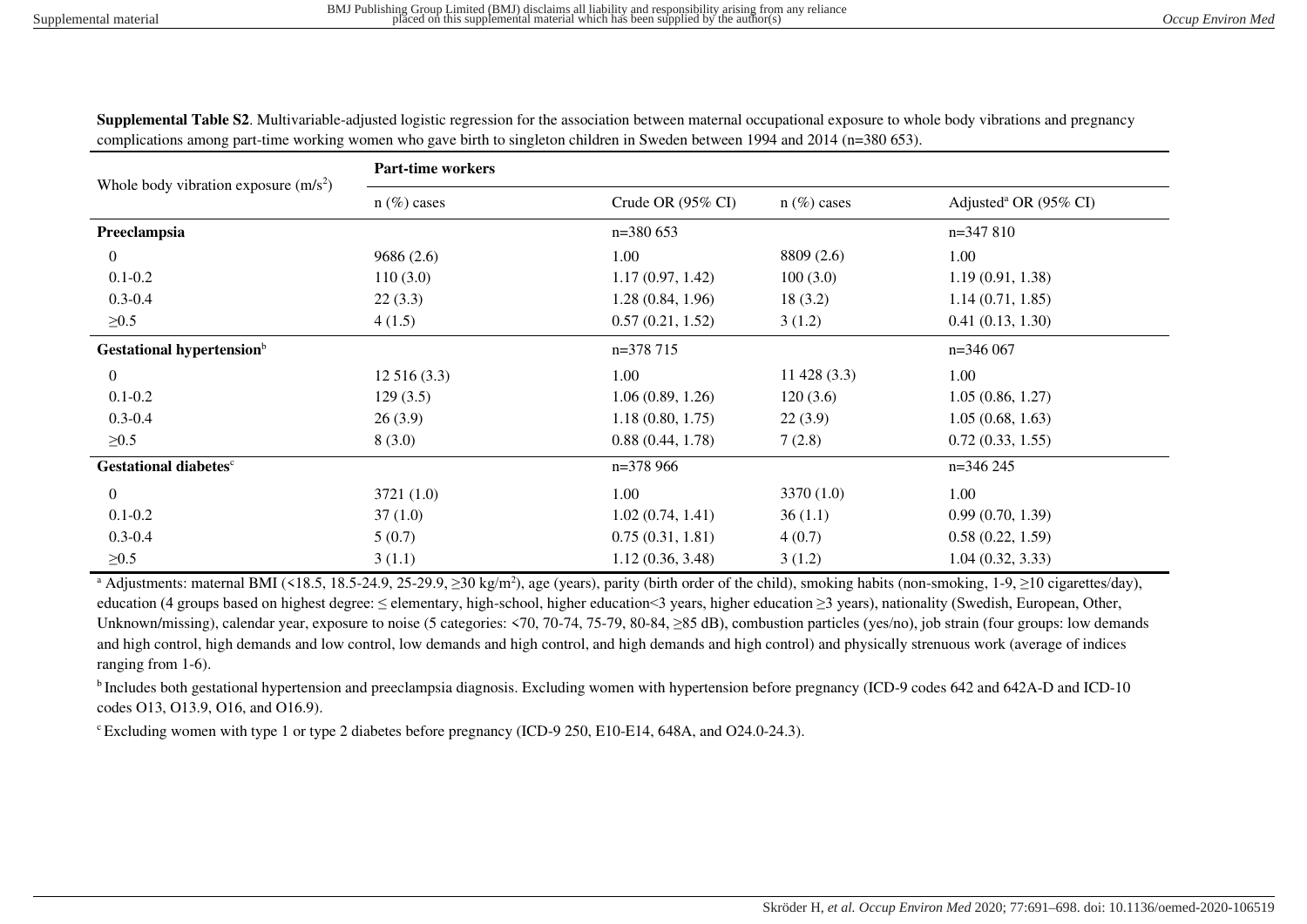**Supplemental Table S2**. Multivariable-adjusted logistic regression for the association between maternal occupational exposure to whole body vibrations and pregnancy complications among part-time working women who gave birth to singleton children in Sweden between 1994 and 2014 (n=380 653).

| Whole body vibration exposure ($m/s^2$) | Part-time workers | | | |
|---|---|---|---|---|
| | n (%) cases | Crude OR (95% CI) | n (%) cases | Adjusted[a] OR (95% CI) |
| **Preeclampsia** | | n=380 653 | | n=347 810 |
| 0 | 9686 (2.6) | 1.00 | 8809 (2.6) | 1.00 |
| 0.1-0.2 | 110 (3.0) | 1.17 (0.97, 1.42) | 100 (3.0) | 1.19 (0.91, 1.38) |
| 0.3-0.4 | 22 (3.3) | 1.28 (0.84, 1.96) | 18 (3.2) | 1.14 (0.71, 1.85) |
| ≥0.5 | 4 (1.5) | 0.57 (0.21, 1.52) | 3 (1.2) | 0.41 (0.13, 1.30) |
| **Gestational hypertension**[b] | | n=378 715 | | n=346 067 |
| 0 | 12 516 (3.3) | 1.00 | 11 428 (3.3) | 1.00 |
| 0.1-0.2 | 129 (3.5) | 1.06 (0.89, 1.26) | 120 (3.6) | 1.05 (0.86, 1.27) |
| 0.3-0.4 | 26 (3.9) | 1.18 (0.80, 1.75) | 22 (3.9) | 1.05 (0.68, 1.63) |
| ≥0.5 | 8 (3.0) | 0.88 (0.44, 1.78) | 7 (2.8) | 0.72 (0.33, 1.55) |
| **Gestational diabetes**[c] | | n=378 966 | | n=346 245 |
| 0 | 3721 (1.0) | 1.00 | 3370 (1.0) | 1.00 |
| 0.1-0.2 | 37 (1.0) | 1.02 (0.74, 1.41) | 36 (1.1) | 0.99 (0.70, 1.39) |
| 0.3-0.4 | 5 (0.7) | 0.75 (0.31, 1.81) | 4 (0.7) | 0.58 (0.22, 1.59) |
| ≥0.5 | 3 (1.1) | 1.12 (0.36, 3.48) | 3 (1.2) | 1.04 (0.32, 3.33) |

[a] Adjustments: maternal BMI (<18.5, 18.5-24.9, 25-29.9, ≥30 $kg/m^2$), age (years), parity (birth order of the child), smoking habits (non-smoking, 1-9, ≥10 cigarettes/day), education (4 groups based on highest degree: ≤ elementary, high-school, higher education<3 years, higher education ≥3 years), nationality (Swedish, European, Other, Unknown/missing), calendar year, exposure to noise (5 categories: <70, 70-74, 75-79, 80-84, ≥85 dB), combustion particles (yes/no), job strain (four groups: low demands and high control, high demands and low control, low demands and high control, and high demands and high control) and physically strenuous work (average of indices ranging from 1-6).

[b] Includes both gestational hypertension and preeclampsia diagnosis. Excluding women with hypertension before pregnancy (ICD-9 codes 642 and 642A-D and ICD-10 codes O13, O13.9, O16, and O16.9).

[c] Excluding women with type 1 or type 2 diabetes before pregnancy (ICD-9 250, E10-E14, 648A, and O24.0-24.3).